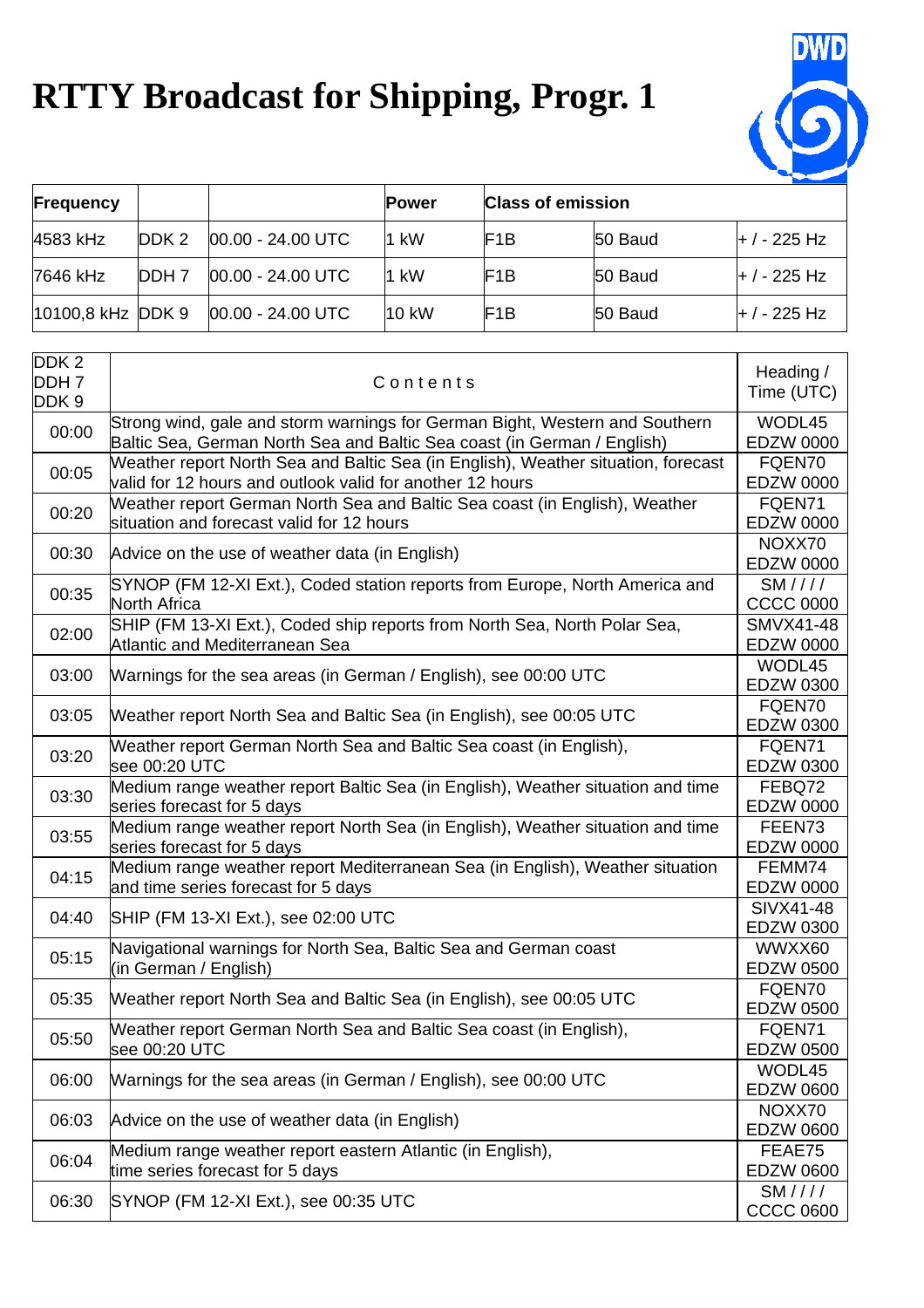# RTTY Broadcast for Shipping, Progr. 1

| Frequency | | | Power | Class of emission | | |
|---|---|---|---|---|---|---|
| 4583 kHz | DDK 2 | 00.00 - 24.00 UTC | 1 kW | F1B | 50 Baud | + / - 225 Hz |
| 7646 kHz | DDH 7 | 00.00 - 24.00 UTC | 1 kW | F1B | 50 Baud | + / - 225 Hz |
| 10100,8 kHz | DDK 9 | 00.00 - 24.00 UTC | 10 kW | F1B | 50 Baud | + / - 225 Hz |

| DDK 2 DDH 7 DDK 9 | Contents | Heading / Time (UTC) |
|---|---|---|
| 00:00 | Strong wind, gale and storm warnings for German Bight, Western and Southern Baltic Sea, German North Sea and Baltic Sea coast (in German / English) | WODL45 EDZW 0000 |
| 00:05 | Weather report North Sea and Baltic Sea (in English), Weather situation, forecast valid for 12 hours and outlook valid for another 12 hours | FQEN70 EDZW 0000 |
| 00:20 | Weather report German North Sea and Baltic Sea coast (in English), Weather situation and forecast valid for 12 hours | FQEN71 EDZW 0000 |
| 00:30 | Advice on the use of weather data (in English) | NOXX70 EDZW 0000 |
| 00:35 | SYNOP (FM 12-XI Ext.), Coded station reports from Europe, North America and North Africa | SM //// CCCC 0000 |
| 02:00 | SHIP (FM 13-XI Ext.), Coded ship reports from North Sea, North Polar Sea, Atlantic and Mediterranean Sea | SMVX41-48 EDZW 0000 |
| 03:00 | Warnings for the sea areas (in German / English), see 00:00 UTC | WODL45 EDZW 0300 |
| 03:05 | Weather report North Sea and Baltic Sea (in English), see 00:05 UTC | FQEN70 EDZW 0300 |
| 03:20 | Weather report German North Sea and Baltic Sea coast (in English), see 00:20 UTC | FQEN71 EDZW 0300 |
| 03:30 | Medium range weather report Baltic Sea (in English), Weather situation and time series forecast for 5 days | FEBQ72 EDZW 0000 |
| 03:55 | Medium range weather report North Sea (in English), Weather situation and time series forecast for 5 days | FEEN73 EDZW 0000 |
| 04:15 | Medium range weather report Mediterranean Sea (in English), Weather situation and time series forecast for 5 days | FEMM74 EDZW 0000 |
| 04:40 | SHIP (FM 13-XI Ext.), see 02:00 UTC | SIVX41-48 EDZW 0300 |
| 05:15 | Navigational warnings for North Sea, Baltic Sea and German coast (in German / English) | WWXX60 EDZW 0500 |
| 05:35 | Weather report North Sea and Baltic Sea (in English), see 00:05 UTC | FQEN70 EDZW 0500 |
| 05:50 | Weather report German North Sea and Baltic Sea coast (in English), see 00:20 UTC | FQEN71 EDZW 0500 |
| 06:00 | Warnings for the sea areas (in German / English), see 00:00 UTC | WODL45 EDZW 0600 |
| 06:03 | Advice on the use of weather data (in English) | NOXX70 EDZW 0600 |
| 06:04 | Medium range weather report eastern Atlantic (in English), time series forecast for 5 days | FEAE75 EDZW 0600 |
| 06:30 | SYNOP (FM 12-XI Ext.), see 00:35 UTC | SM //// CCCC 0600 |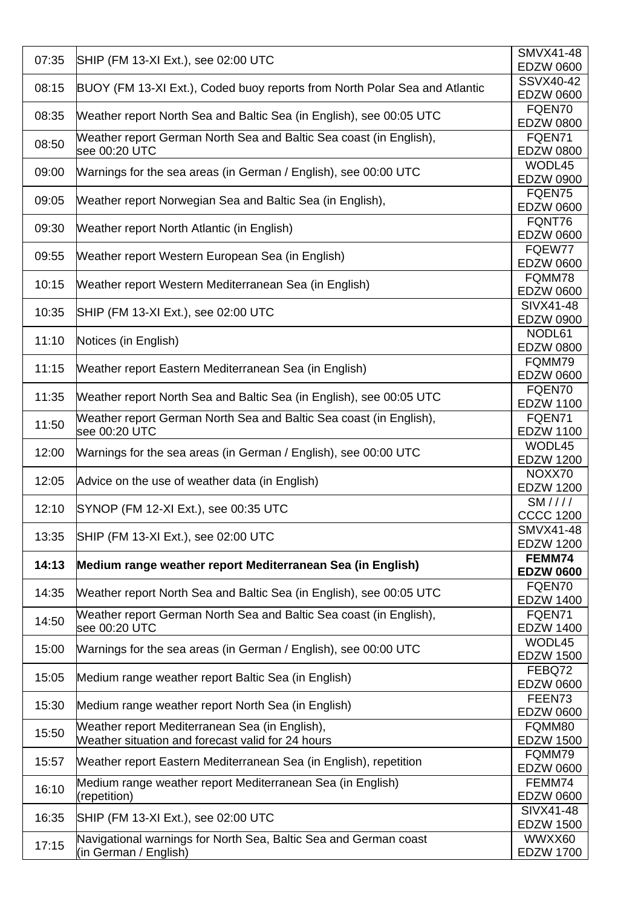| | | |
|---|---|---|
| 07:35 | SHIP (FM 13-XI Ext.), see 02:00 UTC | SMVX41-48 EDZW 0600 |
| 08:15 | BUOY (FM 13-XI Ext.), Coded buoy reports from North Polar Sea and Atlantic | SSVX40-42 EDZW 0600 |
| 08:35 | Weather report North Sea and Baltic Sea (in English), see 00:05 UTC | FQEN70 EDZW 0800 |
| 08:50 | Weather report German North Sea and Baltic Sea coast (in English), see 00:20 UTC | FQEN71 EDZW 0800 |
| 09:00 | Warnings for the sea areas (in German / English), see 00:00 UTC | WODL45 EDZW 0900 |
| 09:05 | Weather report Norwegian Sea and Baltic Sea (in English), | FQEN75 EDZW 0600 |
| 09:30 | Weather report North Atlantic (in English) | FQNT76 EDZW 0600 |
| 09:55 | Weather report Western European Sea (in English) | FQEW77 EDZW 0600 |
| 10:15 | Weather report Western Mediterranean Sea (in English) | FQMM78 EDZW 0600 |
| 10:35 | SHIP (FM 13-XI Ext.), see 02:00 UTC | SIVX41-48 EDZW 0900 |
| 11:10 | Notices (in English) | NODL61 EDZW 0800 |
| 11:15 | Weather report Eastern Mediterranean Sea (in English) | FQMM79 EDZW 0600 |
| 11:35 | Weather report North Sea and Baltic Sea (in English), see 00:05 UTC | FQEN70 EDZW 1100 |
| 11:50 | Weather report German North Sea and Baltic Sea coast (in English), see 00:20 UTC | FQEN71 EDZW 1100 |
| 12:00 | Warnings for the sea areas (in German / English), see 00:00 UTC | WODL45 EDZW 1200 |
| 12:05 | Advice on the use of weather data (in English) | NOXX70 EDZW 1200 |
| 12:10 | SYNOP (FM 12-XI Ext.), see 00:35 UTC | SM //// CCCC 1200 |
| 13:35 | SHIP (FM 13-XI Ext.), see 02:00 UTC | SMVX41-48 EDZW 1200 |
| **14:13** | **Medium range weather report Mediterranean Sea (in English)** | **FEMM74 EDZW 0600** |
| 14:35 | Weather report North Sea and Baltic Sea (in English), see 00:05 UTC | FQEN70 EDZW 1400 |
| 14:50 | Weather report German North Sea and Baltic Sea coast (in English), see 00:20 UTC | FQEN71 EDZW 1400 |
| 15:00 | Warnings for the sea areas (in German / English), see 00:00 UTC | WODL45 EDZW 1500 |
| 15:05 | Medium range weather report Baltic Sea (in English) | FEBQ72 EDZW 0600 |
| 15:30 | Medium range weather report North Sea (in English) | FEEN73 EDZW 0600 |
| 15:50 | Weather report Mediterranean Sea (in English), Weather situation and forecast valid for 24 hours | FQMM80 EDZW 1500 |
| 15:57 | Weather report Eastern Mediterranean Sea (in English), repetition | FQMM79 EDZW 0600 |
| 16:10 | Medium range weather report Mediterranean Sea (in English) (repetition) | FEMM74 EDZW 0600 |
| 16:35 | SHIP (FM 13-XI Ext.), see 02:00 UTC | SIVX41-48 EDZW 1500 |
| 17:15 | Navigational warnings for North Sea, Baltic Sea and German coast (in German / English) | WWXX60 EDZW 1700 |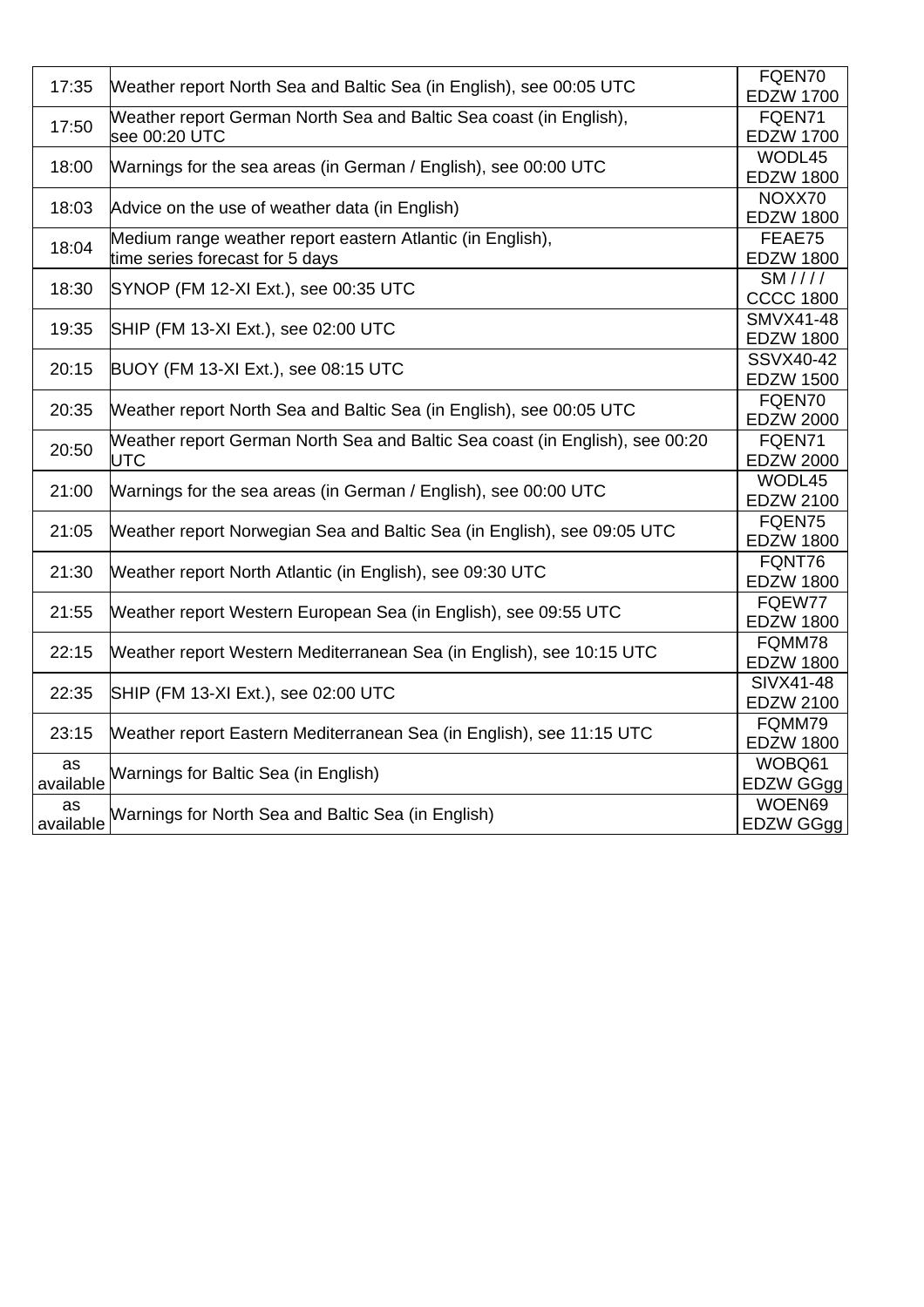| | | |
|---|---|---|
| 17:35 | Weather report North Sea and Baltic Sea (in English), see 00:05 UTC | FQEN70 EDZW 1700 |
| 17:50 | Weather report German North Sea and Baltic Sea coast (in English), see 00:20 UTC | FQEN71 EDZW 1700 |
| 18:00 | Warnings for the sea areas (in German / English), see 00:00 UTC | WODL45 EDZW 1800 |
| 18:03 | Advice on the use of weather data (in English) | NOXX70 EDZW 1800 |
| 18:04 | Medium range weather report eastern Atlantic (in English), time series forecast for 5 days | FEAE75 EDZW 1800 |
| 18:30 | SYNOP (FM 12-XI Ext.), see 00:35 UTC | SM / / / / CCCC 1800 |
| 19:35 | SHIP (FM 13-XI Ext.), see 02:00 UTC | SMVX41-48 EDZW 1800 |
| 20:15 | BUOY (FM 13-XI Ext.), see 08:15 UTC | SSVX40-42 EDZW 1500 |
| 20:35 | Weather report North Sea and Baltic Sea (in English), see 00:05 UTC | FQEN70 EDZW 2000 |
| 20:50 | Weather report German North Sea and Baltic Sea coast (in English), see 00:20 UTC | FQEN71 EDZW 2000 |
| 21:00 | Warnings for the sea areas (in German / English), see 00:00 UTC | WODL45 EDZW 2100 |
| 21:05 | Weather report Norwegian Sea and Baltic Sea (in English), see 09:05 UTC | FQEN75 EDZW 1800 |
| 21:30 | Weather report North Atlantic (in English), see 09:30 UTC | FQNT76 EDZW 1800 |
| 21:55 | Weather report Western European Sea (in English), see 09:55 UTC | FQEW77 EDZW 1800 |
| 22:15 | Weather report Western Mediterranean Sea (in English), see 10:15 UTC | FQMM78 EDZW 1800 |
| 22:35 | SHIP (FM 13-XI Ext.), see 02:00 UTC | SIVX41-48 EDZW 2100 |
| 23:15 | Weather report Eastern Mediterranean Sea (in English), see 11:15 UTC | FQMM79 EDZW 1800 |
| as available | Warnings for Baltic Sea (in English) | WOBQ61 EDZW GGgg |
| as available | Warnings for North Sea and Baltic Sea (in English) | WOEN69 EDZW GGgg |